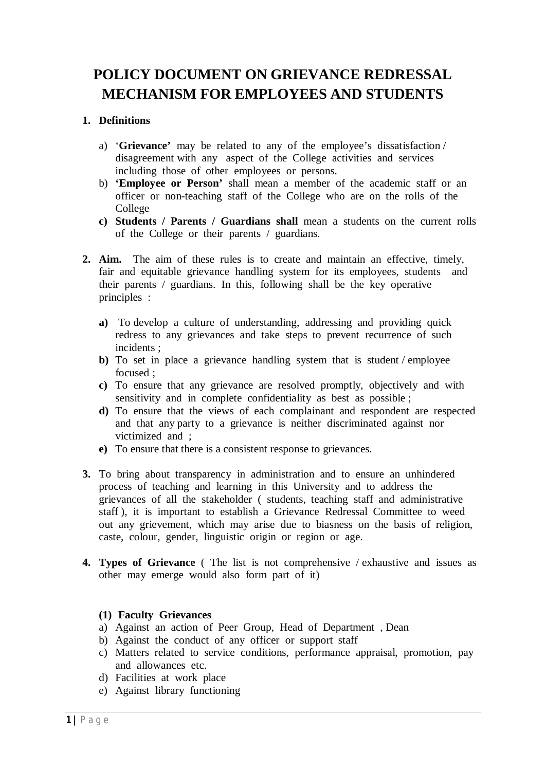# POLICY DOCUMENT ON GRIEVANCE REDRESSAL MECHANISM FOR EMPLOYEES AND STUDENTS

1. **Definitions**

   a) '**Grievance'** may be related to any of the employee's dissatisfaction / disagreement with any aspect of the College activities and services including those of other employees or persons.
   
   b) **'Employee or Person'** shall mean a member of the academic staff or an officer or non-teaching staff of the College who are on the rolls of the College
   
   c) **Students / Parents / Guardians shall** mean a students on the current rolls of the College or their parents / guardians.

2. **Aim.** The aim of these rules is to create and maintain an effective, timely, fair and equitable grievance handling system for its employees, students and their parents / guardians. In this, following shall be the key operative principles :

   **a)** To develop a culture of understanding, addressing and providing quick redress to any grievances and take steps to prevent recurrence of such incidents ;
   
   **b)** To set in place a grievance handling system that is student / employee focused ;
   
   **c)** To ensure that any grievance are resolved promptly, objectively and with sensitivity and in complete confidentiality as best as possible ;
   
   **d)** To ensure that the views of each complainant and respondent are respected and that any party to a grievance is neither discriminated against nor victimized and ;
   
   **e)** To ensure that there is a consistent response to grievances.

3. To bring about transparency in administration and to ensure an unhindered process of teaching and learning in this University and to address the grievances of all the stakeholder ( students, teaching staff and administrative staff ), it is important to establish a Grievance Redressal Committee to weed out any grievement, which may arise due to biasness on the basis of religion, caste, colour, gender, linguistic origin or region or age.

4. **Types of Grievance** ( The list is not comprehensive / exhaustive and issues as other may emerge would also form part of it)

   **(1) Faculty Grievances**
   
   a) Against an action of Peer Group, Head of Department , Dean
   
   b) Against the conduct of any officer or support staff
   
   c) Matters related to service conditions, performance appraisal, promotion, pay and allowances etc.
   
   d) Facilities at work place
   
   e) Against library functioning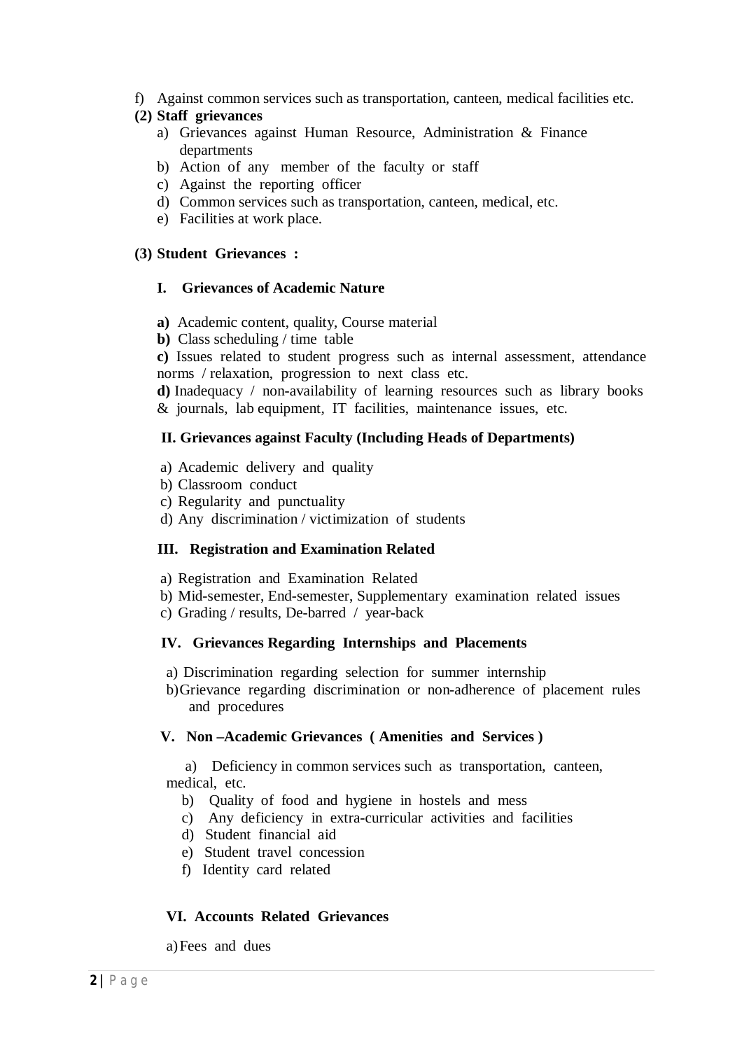f) Against common services such as transportation, canteen, medical facilities etc.

**(2) Staff grievances**

a) Grievances against Human Resource, Administration & Finance departments
b) Action of any member of the faculty or staff
c) Against the reporting officer
d) Common services such as transportation, canteen, medical, etc.
e) Facilities at work place.

**(3) Student Grievances :**

**I. Grievances of Academic Nature**

**a)** Academic content, quality, Course material
**b)** Class scheduling / time table
**c)** Issues related to student progress such as internal assessment, attendance norms / relaxation, progression to next class etc.
**d)** Inadequacy / non-availability of learning resources such as library books & journals, lab equipment, IT facilities, maintenance issues, etc.

**II. Grievances against Faculty (Including Heads of Departments)**

a) Academic delivery and quality
b) Classroom conduct
c) Regularity and punctuality
d) Any discrimination / victimization of students

**III. Registration and Examination Related**

a) Registration and Examination Related
b) Mid-semester, End-semester, Supplementary examination related issues
c) Grading / results, De-barred / year-back

**IV. Grievances Regarding Internships and Placements**

a) Discrimination regarding selection for summer internship
b) Grievance regarding discrimination or non-adherence of placement rules and procedures

**V. Non –Academic Grievances ( Amenities and Services )**

a) Deficiency in common services such as transportation, canteen, medical, etc.
b) Quality of food and hygiene in hostels and mess
c) Any deficiency in extra-curricular activities and facilities
d) Student financial aid
e) Student travel concession
f) Identity card related

**VI. Accounts Related Grievances**

a) Fees and dues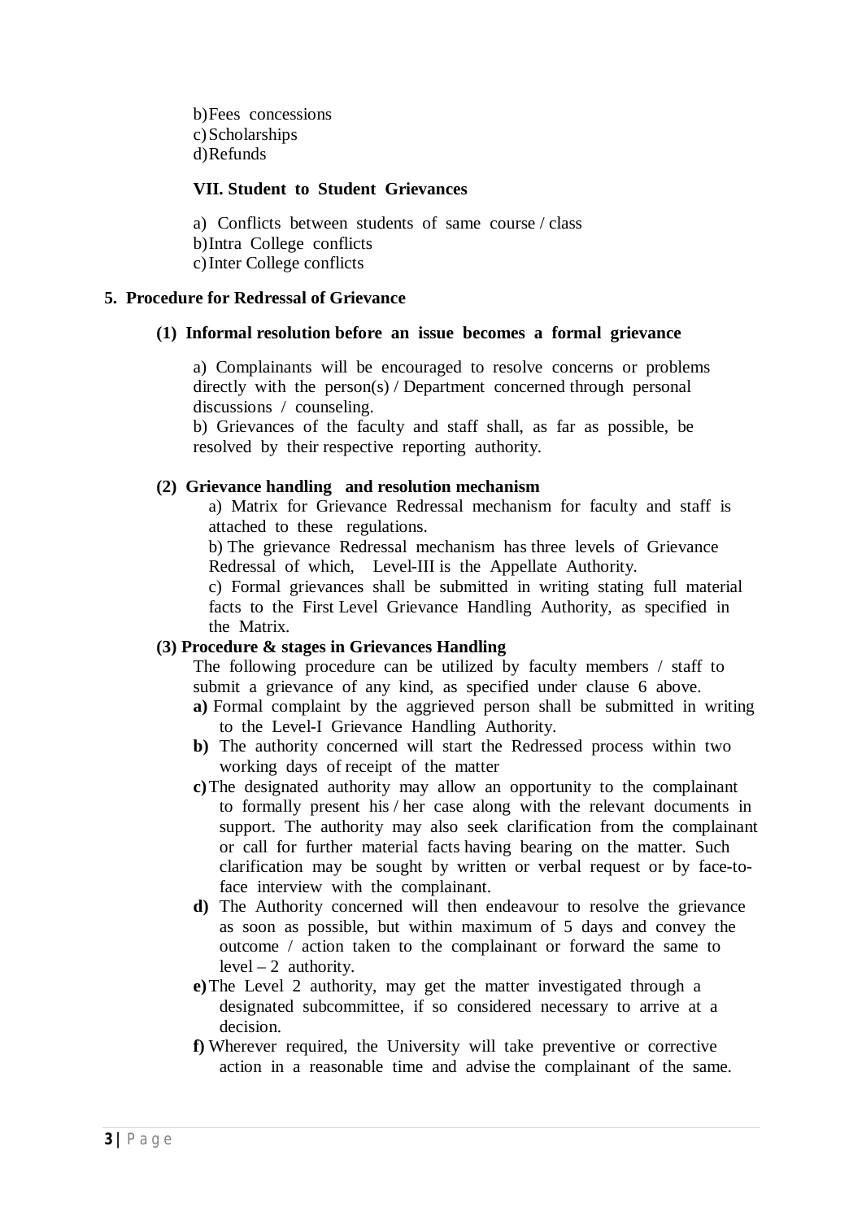b) Fees concessions
c) Scholarships
d) Refunds

**VII. Student to Student Grievances**

a) Conflicts between students of same course / class
b) Intra College conflicts
c) Inter College conflicts

**5. Procedure for Redressal of Grievance**

**(1) Informal resolution before an issue becomes a formal grievance**

a) Complainants will be encouraged to resolve concerns or problems directly with the person(s) / Department concerned through personal discussions / counseling.
b) Grievances of the faculty and staff shall, as far as possible, be resolved by their respective reporting authority.

**(2) Grievance handling and resolution mechanism**

a) Matrix for Grievance Redressal mechanism for faculty and staff is attached to these regulations.
b) The grievance Redressal mechanism has three levels of Grievance Redressal of which, Level-III is the Appellate Authority.
c) Formal grievances shall be submitted in writing stating full material facts to the First Level Grievance Handling Authority, as specified in the Matrix.

**(3) Procedure & stages in Grievances Handling**

The following procedure can be utilized by faculty members / staff to submit a grievance of any kind, as specified under clause 6 above.

**a)** Formal complaint by the aggrieved person shall be submitted in writing to the Level-I Grievance Handling Authority.
**b)** The authority concerned will start the Redressed process within two working days of receipt of the matter
**c)** The designated authority may allow an opportunity to the complainant to formally present his / her case along with the relevant documents in support. The authority may also seek clarification from the complainant or call for further material facts having bearing on the matter. Such clarification may be sought by written or verbal request or by face-to-face interview with the complainant.
**d)** The Authority concerned will then endeavour to resolve the grievance as soon as possible, but within maximum of 5 days and convey the outcome / action taken to the complainant or forward the same to level – 2 authority.
**e)** The Level 2 authority, may get the matter investigated through a designated subcommittee, if so considered necessary to arrive at a decision.
**f)** Wherever required, the University will take preventive or corrective action in a reasonable time and advise the complainant of the same.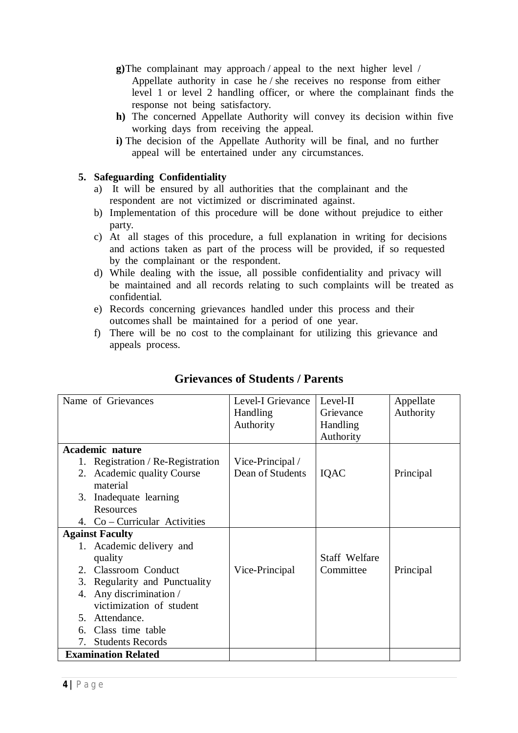**g)** The complainant may approach / appeal to the next higher level / Appellate authority in case he / she receives no response from either level 1 or level 2 handling officer, or where the complainant finds the response not being satisfactory.

**h)** The concerned Appellate Authority will convey its decision within five working days from receiving the appeal.

**i)** The decision of the Appellate Authority will be final, and no further appeal will be entertained under any circumstances.

**5. Safeguarding Confidentiality**

a) It will be ensured by all authorities that the complainant and the respondent are not victimized or discriminated against.

b) Implementation of this procedure will be done without prejudice to either party.

c) At all stages of this procedure, a full explanation in writing for decisions and actions taken as part of the process will be provided, if so requested by the complainant or the respondent.

d) While dealing with the issue, all possible confidentiality and privacy will be maintained and all records relating to such complaints will be treated as confidential.

e) Records concerning grievances handled under this process and their outcomes shall be maintained for a period of one year.

f) There will be no cost to the complainant for utilizing this grievance and appeals process.

## Grievances of Students / Parents

| Name of Grievances | Level-I Grievance Handling Authority | Level-II Grievance Handling Authority | Appellate Authority |
|---|---|---|---|
| **Academic nature**<br>1. Registration / Re-Registration<br>2. Academic quality Course material<br>3. Inadequate learning Resources<br>4. Co – Curricular Activities | Vice-Principal / Dean of Students | IQAC | Principal |
| **Against Faculty**<br>1. Academic delivery and quality<br>2. Classroom Conduct<br>3. Regularity and Punctuality<br>4. Any discrimination / victimization of student<br>5. Attendance.<br>6. Class time table<br>7. Students Records | Vice-Principal | Staff Welfare Committee | Principal |
| **Examination Related** | | | |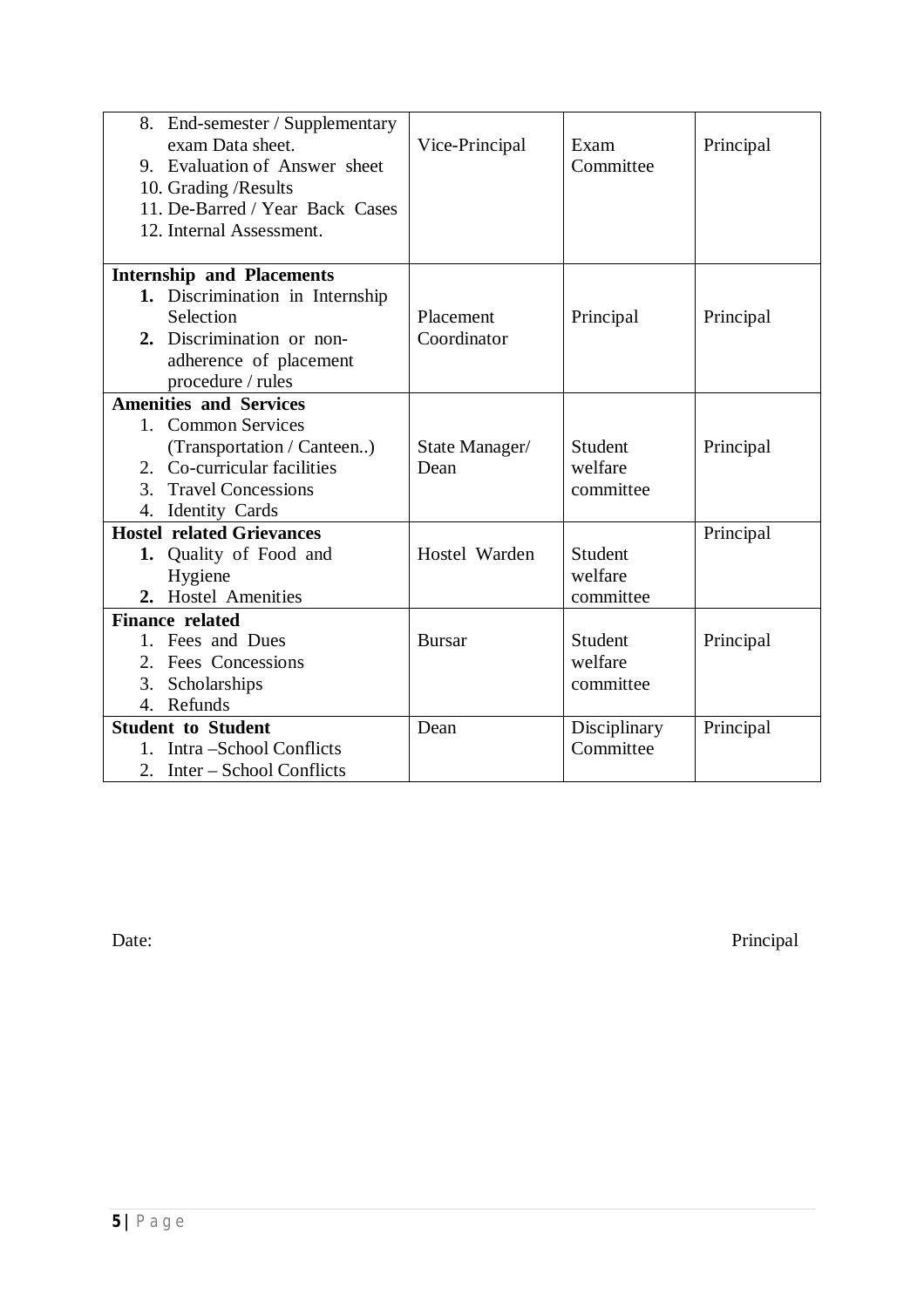| | | | |
|---|---|---|---|
| 8. End-semester / Supplementary exam Data sheet.<br>9. Evaluation of Answer sheet<br>10. Grading /Results<br>11. De-Barred / Year Back Cases<br>12. Internal Assessment. | Vice-Principal | Exam Committee | Principal |
| **Internship and Placements**<br>**1.** Discrimination in Internship Selection<br>**2.** Discrimination or non-adherence of placement procedure / rules | Placement Coordinator | Principal | Principal |
| **Amenities and Services**<br>1. Common Services (Transportation / Canteen..)<br>2. Co-curricular facilities<br>3. Travel Concessions<br>4. Identity Cards | State Manager/ Dean | Student welfare committee | Principal |
| **Hostel related Grievances**<br>**1.** Quality of Food and Hygiene<br>**2.** Hostel Amenities | Hostel Warden | Student welfare committee | Principal |
| **Finance related**<br>1. Fees and Dues<br>2. Fees Concessions<br>3. Scholarships<br>4. Refunds | Bursar | Student welfare committee | Principal |
| **Student to Student**<br>1. Intra –School Conflicts<br>2. Inter – School Conflicts | Dean | Disciplinary Committee | Principal |

Date: Principal